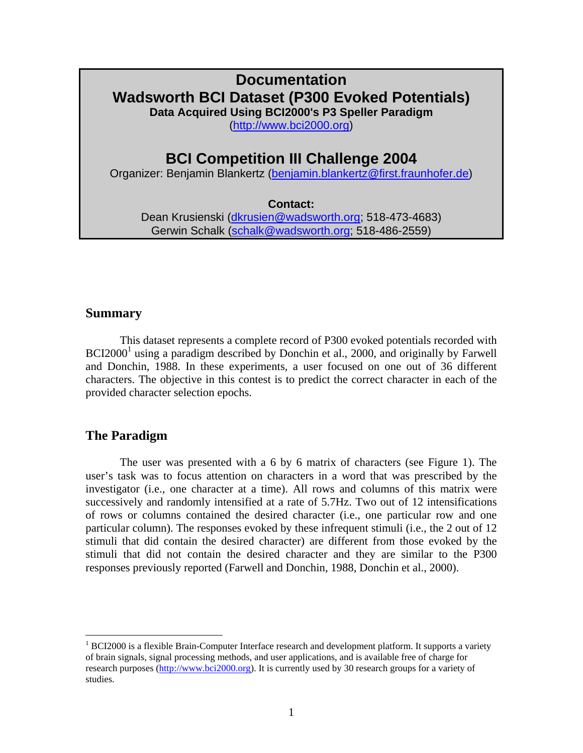# Documentation

# Wadsworth BCI Dataset (P300 Evoked Potentials)

**Data Acquired Using BCI2000's P3 Speller Paradigm**

(http://www.bci2000.org)

## BCI Competition III Challenge 2004

Organizer: Benjamin Blankertz (benjamin.blankertz@first.fraunhofer.de)

**Contact:**

Dean Krusienski (dkrusien@wadsworth.org; 518-473-4683)
Gerwin Schalk (schalk@wadsworth.org; 518-486-2559)

## Summary

This dataset represents a complete record of P300 evoked potentials recorded with BCI2000[1] using a paradigm described by Donchin et al., 2000, and originally by Farwell and Donchin, 1988. In these experiments, a user focused on one out of 36 different characters. The objective in this contest is to predict the correct character in each of the provided character selection epochs.

## The Paradigm

The user was presented with a 6 by 6 matrix of characters (see Figure 1). The user's task was to focus attention on characters in a word that was prescribed by the investigator (i.e., one character at a time). All rows and columns of this matrix were successively and randomly intensified at a rate of 5.7Hz. Two out of 12 intensifications of rows or columns contained the desired character (i.e., one particular row and one particular column). The responses evoked by these infrequent stimuli (i.e., the 2 out of 12 stimuli that did contain the desired character) are different from those evoked by the stimuli that did not contain the desired character and they are similar to the P300 responses previously reported (Farwell and Donchin, 1988, Donchin et al., 2000).

---

[1] BCI2000 is a flexible Brain-Computer Interface research and development platform. It supports a variety of brain signals, signal processing methods, and user applications, and is available free of charge for research purposes (http://www.bci2000.org). It is currently used by 30 research groups for a variety of studies.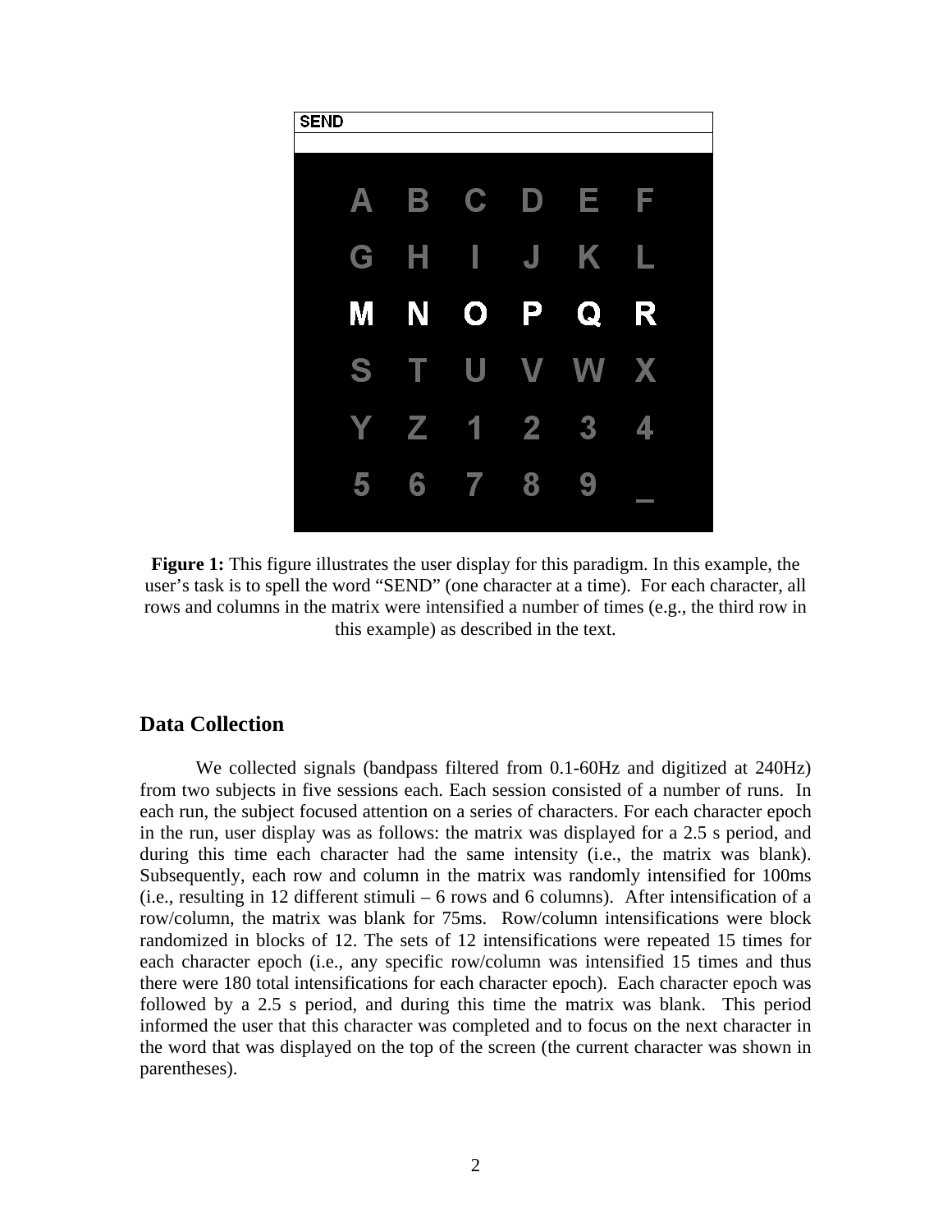**Figure 1:** This figure illustrates the user display for this paradigm. In this example, the user's task is to spell the word "SEND" (one character at a time). For each character, all rows and columns in the matrix were intensified a number of times (e.g., the third row in this example) as described in the text.

## Data Collection

We collected signals (bandpass filtered from 0.1-60Hz and digitized at 240Hz) from two subjects in five sessions each. Each session consisted of a number of runs. In each run, the subject focused attention on a series of characters. For each character epoch in the run, user display was as follows: the matrix was displayed for a 2.5 s period, and during this time each character had the same intensity (i.e., the matrix was blank). Subsequently, each row and column in the matrix was randomly intensified for 100ms (i.e., resulting in 12 different stimuli – 6 rows and 6 columns). After intensification of a row/column, the matrix was blank for 75ms. Row/column intensifications were block randomized in blocks of 12. The sets of 12 intensifications were repeated 15 times for each character epoch (i.e., any specific row/column was intensified 15 times and thus there were 180 total intensifications for each character epoch). Each character epoch was followed by a 2.5 s period, and during this time the matrix was blank. This period informed the user that this character was completed and to focus on the next character in the word that was displayed on the top of the screen (the current character was shown in parentheses).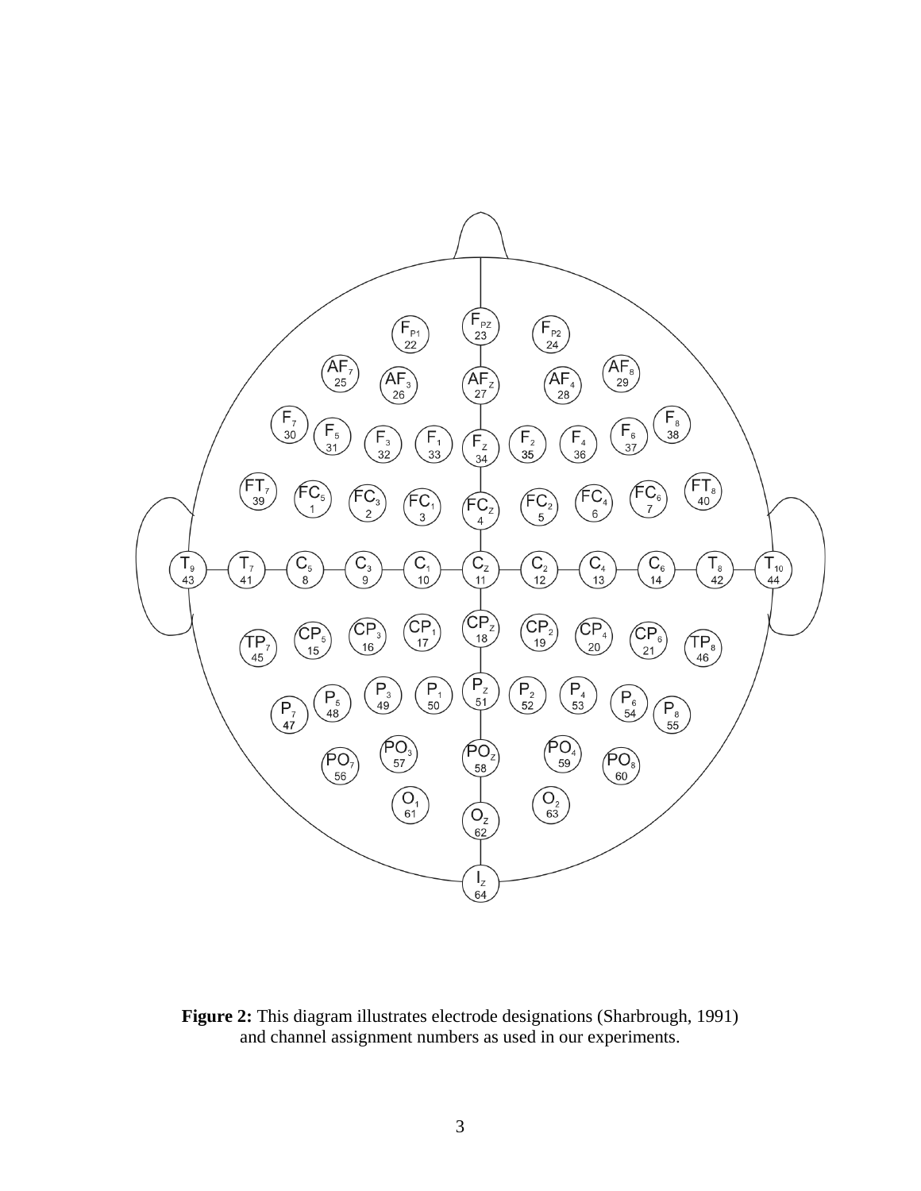**Figure 2:** This diagram illustrates electrode designations (Sharbrough, 1991) and channel assignment numbers as used in our experiments.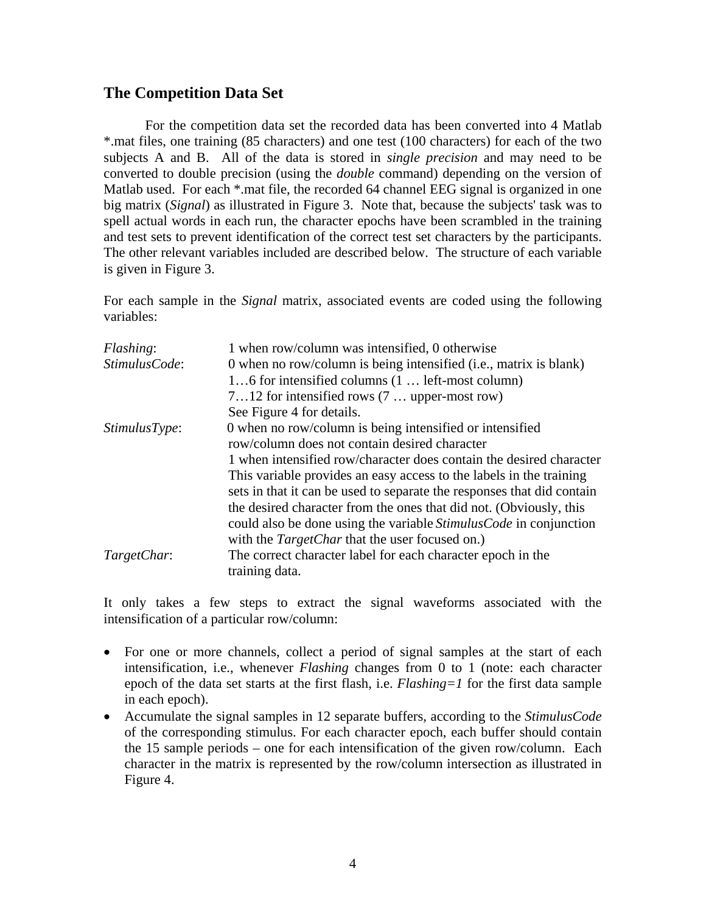## The Competition Data Set

For the competition data set the recorded data has been converted into 4 Matlab *.mat files, one training (85 characters) and one test (100 characters) for each of the two subjects A and B. All of the data is stored in *single precision* and may need to be converted to double precision (using the *double* command) depending on the version of Matlab used. For each *.mat file, the recorded 64 channel EEG signal is organized in one big matrix (*Signal*) as illustrated in Figure 3. Note that, because the subjects' task was to spell actual words in each run, the character epochs have been scrambled in the training and test sets to prevent identification of the correct test set characters by the participants. The other relevant variables included are described below. The structure of each variable is given in Figure 3.

For each sample in the *Signal* matrix, associated events are coded using the following variables:

*Flashing*: 1 when row/column was intensified, 0 otherwise

*StimulusCode*: 0 when no row/column is being intensified (i.e., matrix is blank)
1…6 for intensified columns (1 … left-most column)
7…12 for intensified rows (7 … upper-most row)
See Figure 4 for details.

*StimulusType*: 0 when no row/column is being intensified or intensified row/column does not contain desired character
1 when intensified row/character does contain the desired character
This variable provides an easy access to the labels in the training sets in that it can be used to separate the responses that did contain the desired character from the ones that did not. (Obviously, this could also be done using the variable *StimulusCode* in conjunction with the *TargetChar* that the user focused on.)

*TargetChar*: The correct character label for each character epoch in the training data.

It only takes a few steps to extract the signal waveforms associated with the intensification of a particular row/column:

- For one or more channels, collect a period of signal samples at the start of each intensification, i.e., whenever *Flashing* changes from 0 to 1 (note: each character epoch of the data set starts at the first flash, i.e. *Flashing=1* for the first data sample in each epoch).
- Accumulate the signal samples in 12 separate buffers, according to the *StimulusCode* of the corresponding stimulus. For each character epoch, each buffer should contain the 15 sample periods – one for each intensification of the given row/column. Each character in the matrix is represented by the row/column intersection as illustrated in Figure 4.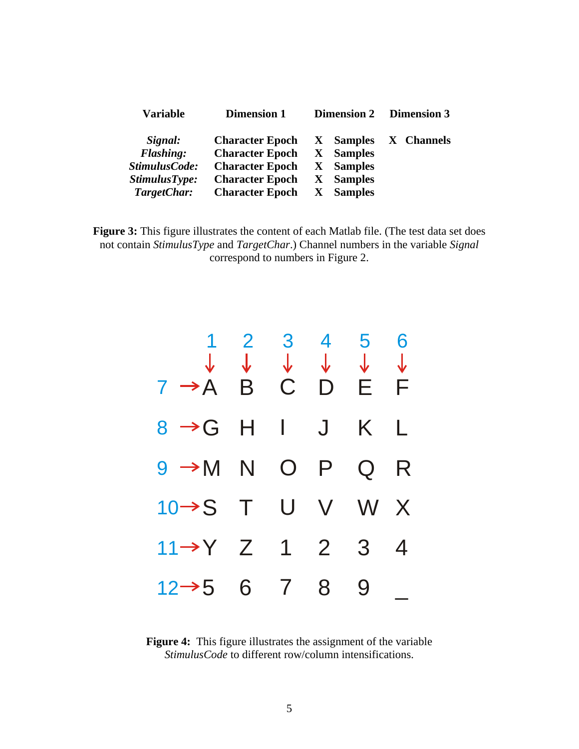| Variable | Dimension 1 | | Dimension 2 | | Dimension 3 |
|---|---|---|---|---|---|
| ***Signal:*** | **Character Epoch** | **X** | **Samples** | **X** | **Channels** |
| ***Flashing:*** | **Character Epoch** | **X** | **Samples** | | |
| ***StimulusCode:*** | **Character Epoch** | **X** | **Samples** | | |
| ***StimulusType:*** | **Character Epoch** | **X** | **Samples** | | |
| ***TargetChar:*** | **Character Epoch** | **X** | **Samples** | | |

**Figure 3:** This figure illustrates the content of each Matlab file. (The test data set does not contain *StimulusType* and *TargetChar*.) Channel numbers in the variable *Signal* correspond to numbers in Figure 2.

| | 1 | 2 | 3 | 4 | 5 | 6 |
|---|---|---|---|---|---|---|
| 7 → | A | B | C | D | E | F |
| 8 → | G | H | I | J | K | L |
| 9 → | M | N | O | P | Q | R |
| 10 → | S | T | U | V | W | X |
| 11 → | Y | Z | 1 | 2 | 3 | 4 |
| 12 → | 5 | 6 | 7 | 8 | 9 | _ |

**Figure 4:** This figure illustrates the assignment of the variable *StimulusCode* to different row/column intensifications.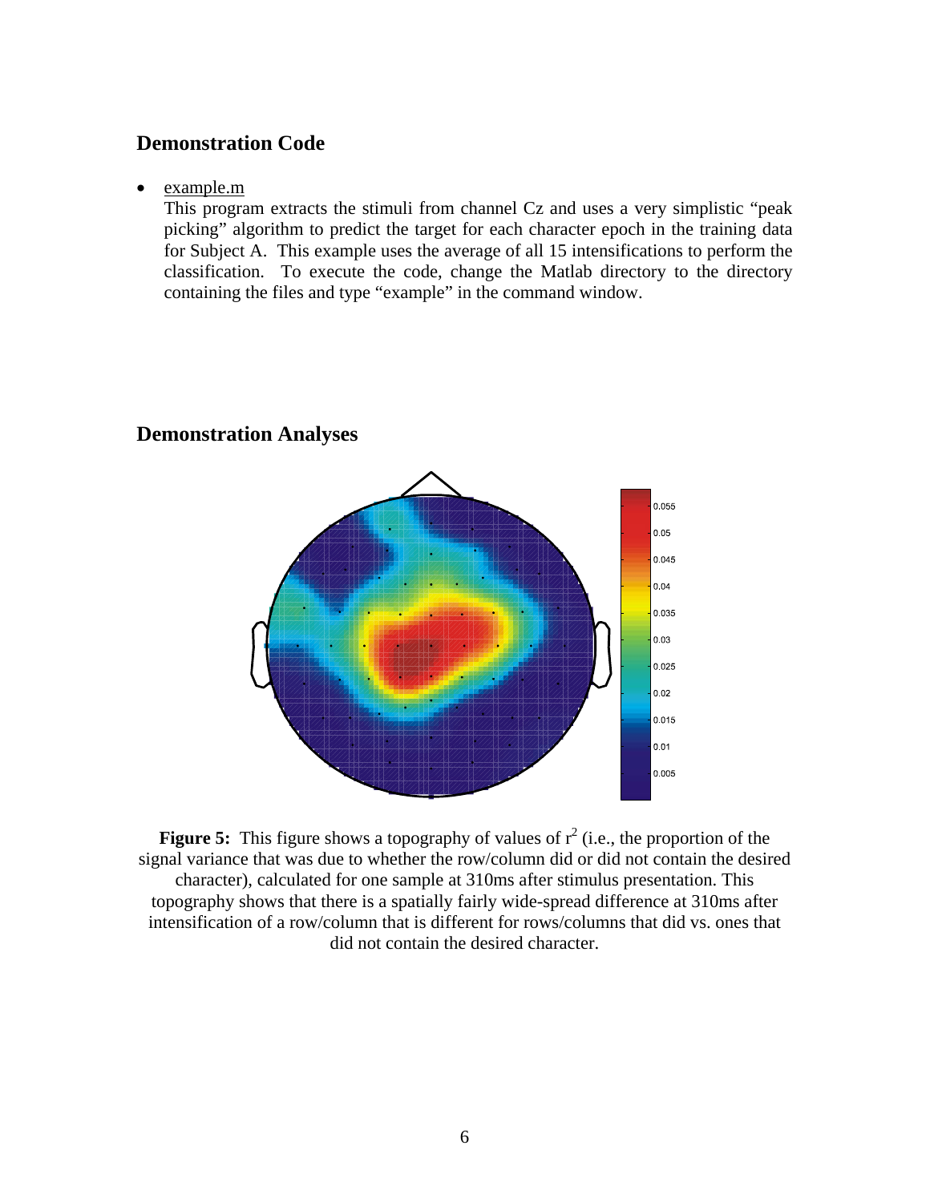## Demonstration Code

- example.m
  This program extracts the stimuli from channel Cz and uses a very simplistic "peak picking" algorithm to predict the target for each character epoch in the training data for Subject A. This example uses the average of all 15 intensifications to perform the classification. To execute the code, change the Matlab directory to the directory containing the files and type "example" in the command window.

## Demonstration Analyses

**Figure 5:** This figure shows a topography of values of $r^2$ (i.e., the proportion of the signal variance that was due to whether the row/column did or did not contain the desired character), calculated for one sample at 310ms after stimulus presentation. This topography shows that there is a spatially fairly wide-spread difference at 310ms after intensification of a row/column that is different for rows/columns that did vs. ones that did not contain the desired character.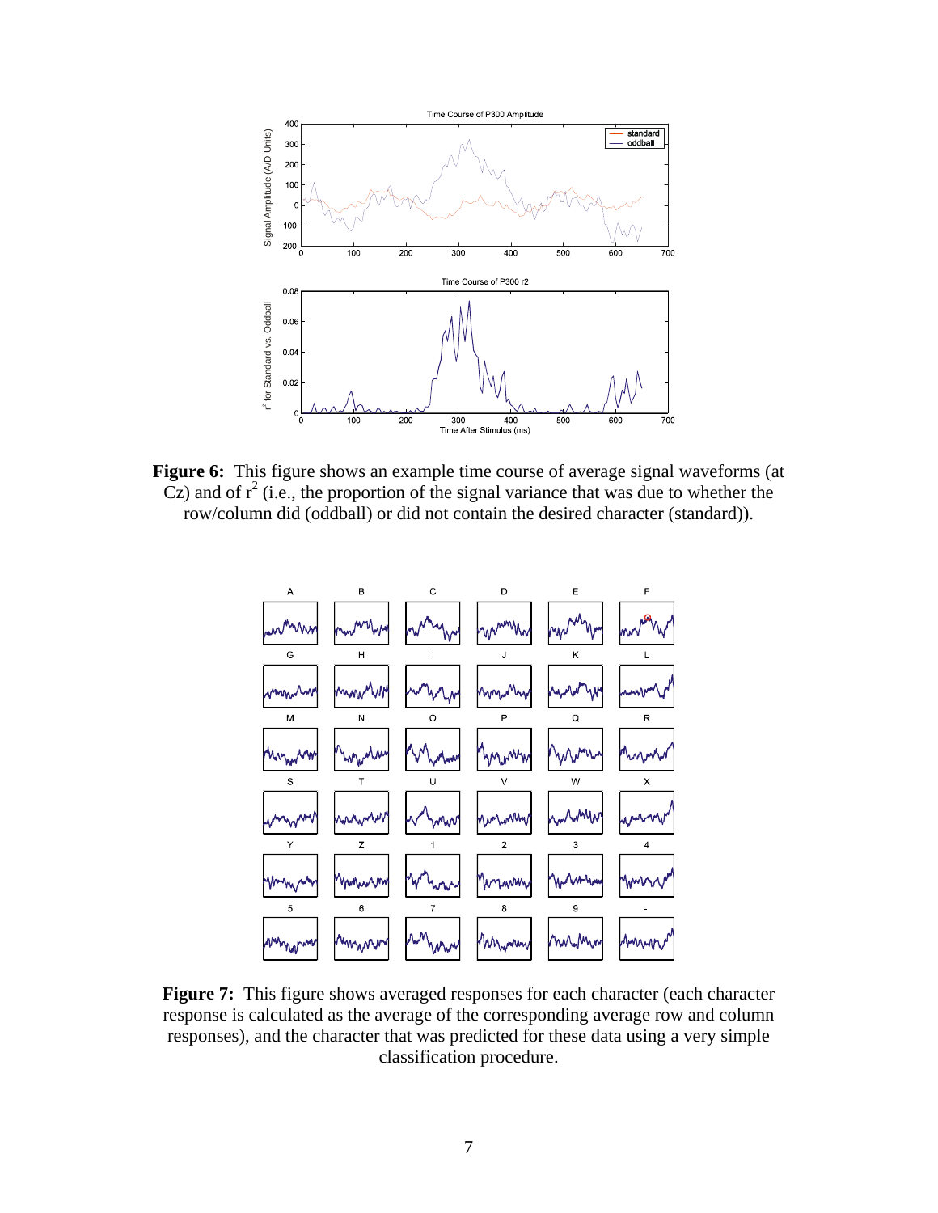**Figure 6:** This figure shows an example time course of average signal waveforms (at Cz) and of $r^2$ (i.e., the proportion of the signal variance that was due to whether the row/column did (oddball) or did not contain the desired character (standard)).

**Figure 7:** This figure shows averaged responses for each character (each character response is calculated as the average of the corresponding average row and column responses), and the character that was predicted for these data using a very simple classification procedure.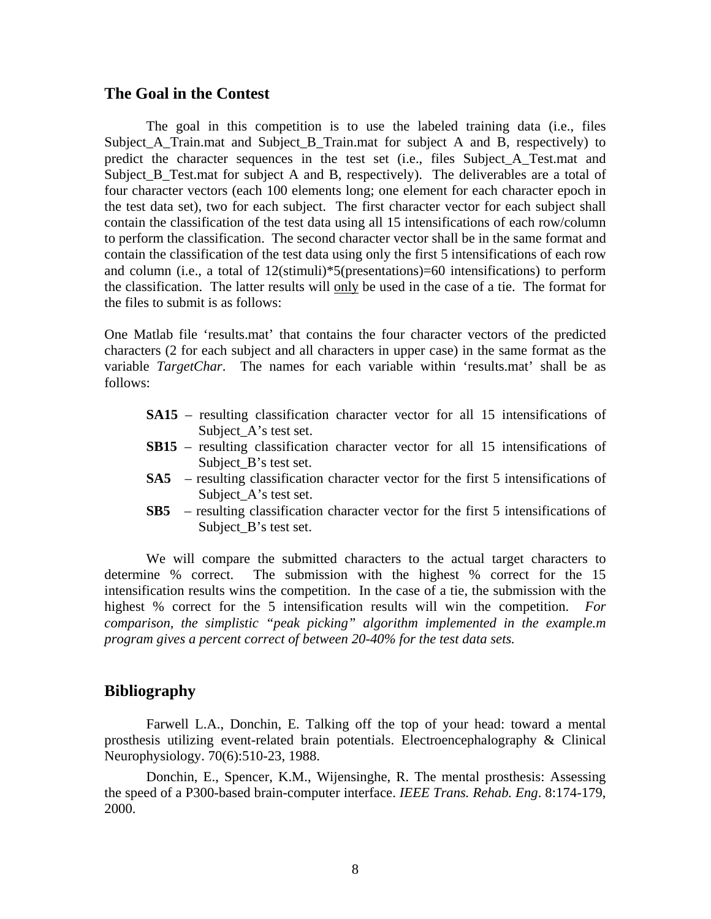## The Goal in the Contest

The goal in this competition is to use the labeled training data (i.e., files Subject_A_Train.mat and Subject_B_Train.mat for subject A and B, respectively) to predict the character sequences in the test set (i.e., files Subject_A_Test.mat and Subject_B_Test.mat for subject A and B, respectively). The deliverables are a total of four character vectors (each 100 elements long; one element for each character epoch in the test data set), two for each subject. The first character vector for each subject shall contain the classification of the test data using all 15 intensifications of each row/column to perform the classification. The second character vector shall be in the same format and contain the classification of the test data using only the first 5 intensifications of each row and column (i.e., a total of 12(stimuli)*5(presentations)=60 intensifications) to perform the classification. The latter results will <u>only</u> be used in the case of a tie. The format for the files to submit is as follows:

One Matlab file 'results.mat' that contains the four character vectors of the predicted characters (2 for each subject and all characters in upper case) in the same format as the variable *TargetChar*. The names for each variable within 'results.mat' shall be as follows:

- **SA15** – resulting classification character vector for all 15 intensifications of Subject_A's test set.
- **SB15** – resulting classification character vector for all 15 intensifications of Subject_B's test set.
- **SA5** – resulting classification character vector for the first 5 intensifications of Subject_A's test set.
- **SB5** – resulting classification character vector for the first 5 intensifications of Subject_B's test set.

We will compare the submitted characters to the actual target characters to determine % correct. The submission with the highest % correct for the 15 intensification results wins the competition. In the case of a tie, the submission with the highest % correct for the 5 intensification results will win the competition. *For comparison, the simplistic "peak picking" algorithm implemented in the example.m program gives a percent correct of between 20-40% for the test data sets.*

## Bibliography

Farwell L.A., Donchin, E. Talking off the top of your head: toward a mental prosthesis utilizing event-related brain potentials. Electroencephalography & Clinical Neurophysiology. 70(6):510-23, 1988.

Donchin, E., Spencer, K.M., Wijensinghe, R. The mental prosthesis: Assessing the speed of a P300-based brain-computer interface. *IEEE Trans. Rehab. Eng*. 8:174-179, 2000.